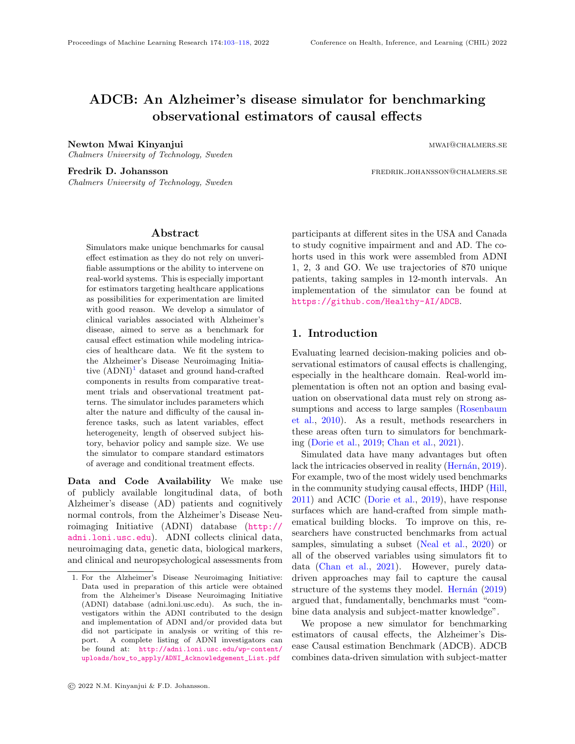# ADCB: An Alzheimer's disease simulator for benchmarking observational estimators of causal effects

**Newton Mwai Kinyanjui** MWAI@CHALMERS.SE
*Chalmers University of Technology, Sweden*

**Fredrik D. Johansson** FREDRIK.JOHANSSON@CHALMERS.SE
*Chalmers University of Technology, Sweden*

## Abstract

Simulators make unique benchmarks for causal effect estimation as they do not rely on unverifiable assumptions or the ability to intervene on real-world systems. This is especially important for estimators targeting healthcare applications as possibilities for experimentation are limited with good reason. We develop a simulator of clinical variables associated with Alzheimer's disease, aimed to serve as a benchmark for causal effect estimation while modeling intricacies of healthcare data. We fit the system to the Alzheimer's Disease Neuroimaging Initiative (ADNI)[1] dataset and ground hand-crafted components in results from comparative treatment trials and observational treatment patterns. The simulator includes parameters which alter the nature and difficulty of the causal inference tasks, such as latent variables, effect heterogeneity, length of observed subject history, behavior policy and sample size. We use the simulator to compare standard estimators of average and conditional treatment effects.

**Data and Code Availability** We make use of publicly available longitudinal data, of both Alzheimer's disease (AD) patients and cognitively normal controls, from the Alzheimer's Disease Neuroimaging Initiative (ADNI) database (http://adni.loni.usc.edu). ADNI collects clinical data, neuroimaging data, genetic data, biological markers, and clinical and neuropsychological assessments from participants at different sites in the USA and Canada to study cognitive impairment and and AD. The cohorts used in this work were assembled from ADNI 1, 2, 3 and GO. We use trajectories of 870 unique patients, taking samples in 12-month intervals. An implementation of the simulator can be found at https://github.com/Healthy-AI/ADCB.

## 1. Introduction

Evaluating learned decision-making policies and observational estimators of causal effects is challenging, especially in the healthcare domain. Real-world implementation is often not an option and basing evaluation on observational data must rely on strong assumptions and access to large samples (Rosenbaum et al., 2010). As a result, methods researchers in these areas often turn to simulators for benchmarking (Dorie et al., 2019; Chan et al., 2021).

Simulated data have many advantages but often lack the intricacies observed in reality (Hernán, 2019). For example, two of the most widely used benchmarks in the community studying causal effects, IHDP (Hill, 2011) and ACIC (Dorie et al., 2019), have response surfaces which are hand-crafted from simple mathematical building blocks. To improve on this, researchers have constructed benchmarks from actual samples, simulating a subset (Neal et al., 2020) or all of the observed variables using simulators fit to data (Chan et al., 2021). However, purely data-driven approaches may fail to capture the causal structure of the systems they model. Hernán (2019) argued that, fundamentally, benchmarks must "combine data analysis and subject-matter knowledge".

We propose a new simulator for benchmarking estimators of causal effects, the Alzheimer's Disease Causal estimation Benchmark (ADCB). ADCB combines data-driven simulation with subject-matter

---

1. For the Alzheimer's Disease Neuroimaging Initiative: Data used in preparation of this article were obtained from the Alzheimer's Disease Neuroimaging Initiative (ADNI) database (adni.loni.usc.edu). As such, the investigators within the ADNI contributed to the design and implementation of ADNI and/or provided data but did not participate in analysis or writing of this report. A complete listing of ADNI investigators can be found at: http://adni.loni.usc.edu/wp-content/uploads/how_to_apply/ADNI_Acknowledgement_List.pdf

© 2022 N.M. Kinyanjui & F.D. Johansson.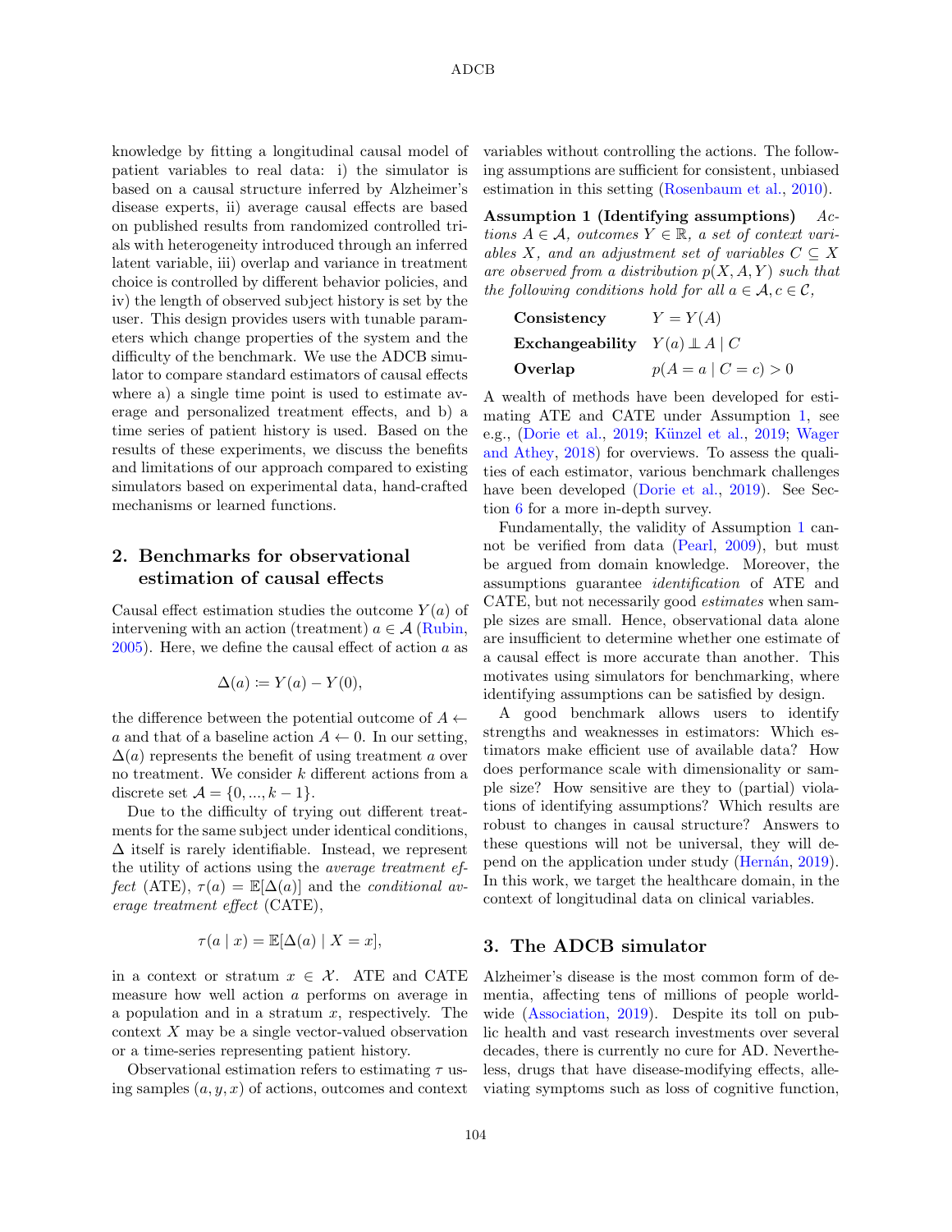knowledge by fitting a longitudinal causal model of patient variables to real data: i) the simulator is based on a causal structure inferred by Alzheimer's disease experts, ii) average causal effects are based on published results from randomized controlled trials with heterogeneity introduced through an inferred latent variable, iii) overlap and variance in treatment choice is controlled by different behavior policies, and iv) the length of observed subject history is set by the user. This design provides users with tunable parameters which change properties of the system and the difficulty of the benchmark. We use the ADCB simulator to compare standard estimators of causal effects where a) a single time point is used to estimate average and personalized treatment effects, and b) a time series of patient history is used. Based on the results of these experiments, we discuss the benefits and limitations of our approach compared to existing simulators based on experimental data, hand-crafted mechanisms or learned functions.

## 2. Benchmarks for observational estimation of causal effects

Causal effect estimation studies the outcome $Y(a)$ of intervening with an action (treatment) $a \in \mathcal{A}$ (Rubin, 2005). Here, we define the causal effect of action $a$ as

$$\Delta(a) \coloneqq Y(a) - Y(0),$$

the difference between the potential outcome of $A \leftarrow a$ and that of a baseline action $A \leftarrow 0$. In our setting, $\Delta(a)$ represents the benefit of using treatment $a$ over no treatment. We consider $k$ different actions from a discrete set $\mathcal{A} = \{0, ..., k-1\}$.

Due to the difficulty of trying out different treatments for the same subject under identical conditions, $\Delta$ itself is rarely identifiable. Instead, we represent the utility of actions using the *average treatment effect* (ATE), $\tau(a) = \mathbb{E}[\Delta(a)]$ and the *conditional average treatment effect* (CATE),

$$\tau(a \mid x) = \mathbb{E}[\Delta(a) \mid X = x],$$

in a context or stratum $x \in \mathcal{X}$. ATE and CATE measure how well action $a$ performs on average in a population and in a stratum $x$, respectively. The context $X$ may be a single vector-valued observation or a time-series representing patient history.

Observational estimation refers to estimating $\tau$ using samples $(a, y, x)$ of actions, outcomes and context variables without controlling the actions. The following assumptions are sufficient for consistent, unbiased estimation in this setting (Rosenbaum et al., 2010).

**Assumption 1 (Identifying assumptions)** *Actions $A \in \mathcal{A}$, outcomes $Y \in \mathbb{R}$, a set of context variables $X$, and an adjustment set of variables $C \subseteq X$ are observed from a distribution $p(X, A, Y)$ such that the following conditions hold for all $a \in \mathcal{A}, c \in \mathcal{C}$,*

| | |
|---|---|
| **Consistency** | $Y = Y(A)$ |
| **Exchangeability** | $Y(a) \perp\!\!\!\perp A \mid C$ |
| **Overlap** | $p(A = a \mid C = c) > 0$ |

A wealth of methods have been developed for estimating ATE and CATE under Assumption 1, see e.g., (Dorie et al., 2019; Künzel et al., 2019; Wager and Athey, 2018) for overviews. To assess the qualities of each estimator, various benchmark challenges have been developed (Dorie et al., 2019). See Section 6 for a more in-depth survey.

Fundamentally, the validity of Assumption 1 cannot be verified from data (Pearl, 2009), but must be argued from domain knowledge. Moreover, the assumptions guarantee *identification* of ATE and CATE, but not necessarily good *estimates* when sample sizes are small. Hence, observational data alone are insufficient to determine whether one estimate of a causal effect is more accurate than another. This motivates using simulators for benchmarking, where identifying assumptions can be satisfied by design.

A good benchmark allows users to identify strengths and weaknesses in estimators: Which estimators make efficient use of available data? How does performance scale with dimensionality or sample size? How sensitive are they to (partial) violations of identifying assumptions? Which results are robust to changes in causal structure? Answers to these questions will not be universal, they will depend on the application under study (Hernán, 2019). In this work, we target the healthcare domain, in the context of longitudinal data on clinical variables.

## 3. The ADCB simulator

Alzheimer's disease is the most common form of dementia, affecting tens of millions of people worldwide (Association, 2019). Despite its toll on public health and vast research investments over several decades, there is currently no cure for AD. Nevertheless, drugs that have disease-modifying effects, alleviating symptoms such as loss of cognitive function,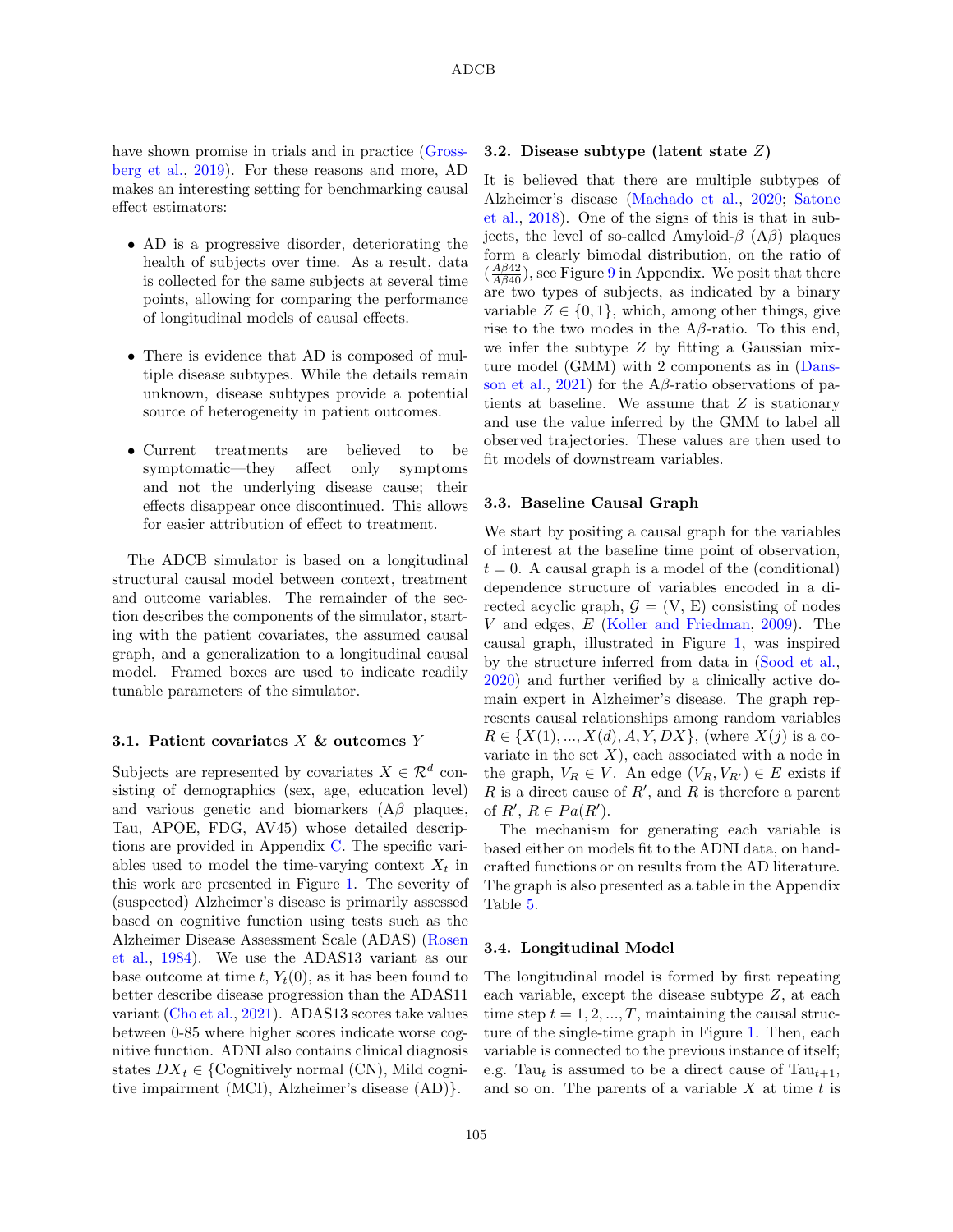have shown promise in trials and in practice (Grossberg et al., 2019). For these reasons and more, AD makes an interesting setting for benchmarking causal effect estimators:

- AD is a progressive disorder, deteriorating the health of subjects over time. As a result, data is collected for the same subjects at several time points, allowing for comparing the performance of longitudinal models of causal effects.
- There is evidence that AD is composed of multiple disease subtypes. While the details remain unknown, disease subtypes provide a potential source of heterogeneity in patient outcomes.
- Current treatments are believed to be symptomatic—they affect only symptoms and not the underlying disease cause; their effects disappear once discontinued. This allows for easier attribution of effect to treatment.

The ADCB simulator is based on a longitudinal structural causal model between context, treatment and outcome variables. The remainder of the section describes the components of the simulator, starting with the patient covariates, the assumed causal graph, and a generalization to a longitudinal causal model. Framed boxes are used to indicate readily tunable parameters of the simulator.

### 3.1. Patient covariates $X$ & outcomes $Y$

Subjects are represented by covariates $X \in \mathcal{R}^d$ consisting of demographics (sex, age, education level) and various genetic and biomarkers (A$\beta$ plaques, Tau, APOE, FDG, AV45) whose detailed descriptions are provided in Appendix C. The specific variables used to model the time-varying context $X_t$ in this work are presented in Figure 1. The severity of (suspected) Alzheimer's disease is primarily assessed based on cognitive function using tests such as the Alzheimer Disease Assessment Scale (ADAS) (Rosen et al., 1984). We use the ADAS13 variant as our base outcome at time $t$, $Y_t(0)$, as it has been found to better describe disease progression than the ADAS11 variant (Cho et al., 2021). ADAS13 scores take values between 0-85 where higher scores indicate worse cognitive function. ADNI also contains clinical diagnosis states $DX_t \in$ {Cognitively normal (CN), Mild cognitive impairment (MCI), Alzheimer's disease (AD)}.

### 3.2. Disease subtype (latent state $Z$)

It is believed that there are multiple subtypes of Alzheimer's disease (Machado et al., 2020; Satone et al., 2018). One of the signs of this is that in subjects, the level of so-called Amyloid-$\beta$ (A$\beta$) plaques form a clearly bimodal distribution, on the ratio of ($\frac{A\beta 42}{A\beta 40}$), see Figure 9 in Appendix. We posit that there are two types of subjects, as indicated by a binary variable $Z \in \{0, 1\}$, which, among other things, give rise to the two modes in the A$\beta$-ratio. To this end, we infer the subtype $Z$ by fitting a Gaussian mixture model (GMM) with 2 components as in (Dansson et al., 2021) for the A$\beta$-ratio observations of patients at baseline. We assume that $Z$ is stationary and use the value inferred by the GMM to label all observed trajectories. These values are then used to fit models of downstream variables.

### 3.3. Baseline Causal Graph

We start by positing a causal graph for the variables of interest at the baseline time point of observation, $t = 0$. A causal graph is a model of the (conditional) dependence structure of variables encoded in a directed acyclic graph, $\mathcal{G} = (\mathrm{V}, \mathrm{E})$ consisting of nodes $V$ and edges, $E$ (Koller and Friedman, 2009). The causal graph, illustrated in Figure 1, was inspired by the structure inferred from data in (Sood et al., 2020) and further verified by a clinically active domain expert in Alzheimer's disease. The graph represents causal relationships among random variables $R \in \{X(1), ..., X(d), A, Y, DX\}$, (where $X(j)$ is a covariate in the set $X$), each associated with a node in the graph, $V_R \in V$. An edge $(V_R, V_{R'}) \in E$ exists if $R$ is a direct cause of $R'$, and $R$ is therefore a parent of $R'$, $R \in Pa(R')$.

The mechanism for generating each variable is based either on models fit to the ADNI data, on handcrafted functions or on results from the AD literature. The graph is also presented as a table in the Appendix Table 5.

### 3.4. Longitudinal Model

The longitudinal model is formed by first repeating each variable, except the disease subtype $Z$, at each time step $t = 1, 2, ..., T$, maintaining the causal structure of the single-time graph in Figure 1. Then, each variable is connected to the previous instance of itself; e.g. $\text{Tau}_t$ is assumed to be a direct cause of $\text{Tau}_{t+1}$, and so on. The parents of a variable $X$ at time $t$ is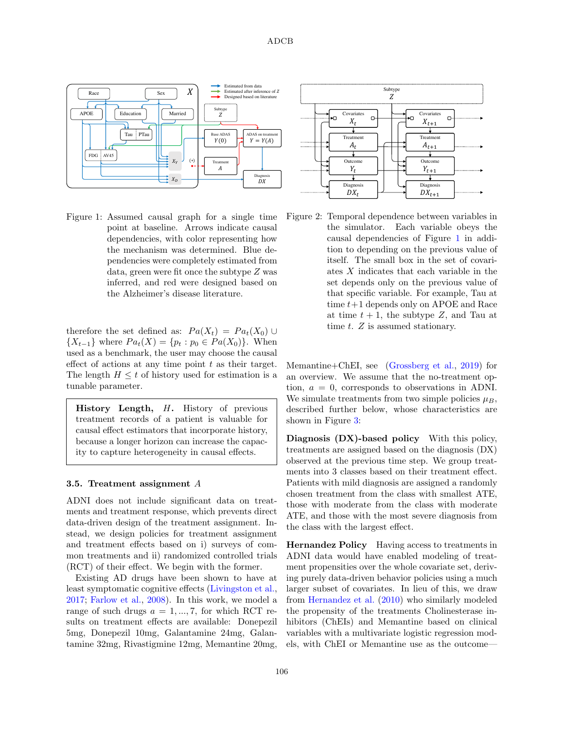Figure 1: Assumed causal graph for a single time point at baseline. Arrows indicate causal dependencies, with color representing how the mechanism was determined. Blue dependencies were completely estimated from data, green were fit once the subtype $Z$ was inferred, and red were designed based on the Alzheimer's disease literature.

Figure 2: Temporal dependence between variables in the simulator. Each variable obeys the causal dependencies of Figure 1 in addition to depending on the previous value of itself. The small box in the set of covariates $X$ indicates that each variable in the set depends only on the previous value of that specific variable. For example, Tau at time $t+1$ depends only on APOE and Race at time $t+1$, the subtype $Z$, and Tau at time $t$. $Z$ is assumed stationary.

therefore the set defined as: $Pa(X_t) = Pa_t(X_0) \cup \{X_{t-1}\}$ where $Pa_t(X) = \{p_t : p_0 \in Pa(X_0)\}$. When used as a benchmark, the user may choose the causal effect of actions at any time point $t$ as their target. The length $H \leq t$ of history used for estimation is a tunable parameter.

> **History Length, $H$.** History of previous treatment records of a patient is valuable for causal effect estimators that incorporate history, because a longer horizon can increase the capacity to capture heterogeneity in causal effects.

### 3.5. Treatment assignment $A$

ADNI does not include significant data on treatments and treatment response, which prevents direct data-driven design of the treatment assignment. Instead, we design policies for treatment assignment and treatment effects based on i) surveys of common treatments and ii) randomized controlled trials (RCT) of their effect. We begin with the former.

Existing AD drugs have been shown to have at least symptomatic cognitive effects (Livingston et al., 2017; Farlow et al., 2008). In this work, we model a range of such drugs $a = 1, ..., 7$, for which RCT results on treatment effects are available: Donepezil 5mg, Donepezil 10mg, Galantamine 24mg, Galantamine 32mg, Rivastigmine 12mg, Memantine 20mg, Memantine+ChEI, see (Grossberg et al., 2019) for an overview. We assume that the no-treatment option, $a = 0$, corresponds to observations in ADNI. We simulate treatments from two simple policies $\mu_B$, described further below, whose characteristics are shown in Figure 3:

**Diagnosis (DX)-based policy** With this policy, treatments are assigned based on the diagnosis (DX) observed at the previous time step. We group treatments into 3 classes based on their treatment effect. Patients with mild diagnosis are assigned a randomly chosen treatment from the class with smallest ATE, those with moderate from the class with moderate ATE, and those with the most severe diagnosis from the class with the largest effect.

**Hernandez Policy** Having access to treatments in ADNI data would have enabled modeling of treatment propensities over the whole covariate set, deriving purely data-driven behavior policies using a much larger subset of covariates. In lieu of this, we draw from Hernandez et al. (2010) who similarly modeled the propensity of the treatments Cholinesterase inhibitors (ChEIs) and Memantine based on clinical variables with a multivariate logistic regression models, with ChEI or Memantine use as the outcome—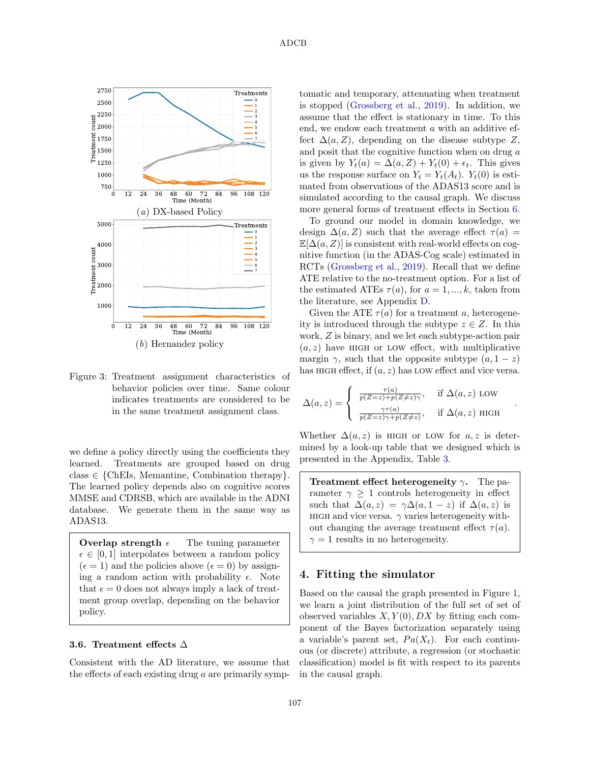(a) DX-based Policy

(b) Hernandez policy

Figure 3: Treatment assignment characteristics of behavior policies over time. Same colour indicates treatments are considered to be in the same treatment assignment class.

we define a policy directly using the coefficients they learned. Treatments are grouped based on drug class ∈ {ChEIs, Memantine, Combination therapy}. The learned policy depends also on cognitive scores MMSE and CDRSB, which are available in the ADNI database. We generate them in the same way as ADAS13.

> **Overlap strength** $\epsilon$ The tuning parameter $\epsilon \in [0, 1]$ interpolates between a random policy ($\epsilon = 1$) and the policies above ($\epsilon = 0$) by assigning a random action with probability $\epsilon$. Note that $\epsilon = 0$ does not always imply a lack of treatment group overlap, depending on the behavior policy.

### 3.6. Treatment effects Δ

Consistent with the AD literature, we assume that the effects of each existing drug $a$ are primarily symptomatic and temporary, attenuating when treatment is stopped (Grossberg et al., 2019). In addition, we assume that the effect is stationary in time. To this end, we endow each treatment $a$ with an additive effect $\Delta(a, Z)$, depending on the disease subtype $Z$, and posit that the cognitive function when on drug $a$ is given by $Y_t(a) = \Delta(a, Z) + Y_t(0) + \epsilon_t$. This gives us the response surface on $Y_t = Y_t(A_t)$. $Y_t(0)$ is estimated from observations of the ADAS13 score and is simulated according to the causal graph. We discuss more general forms of treatment effects in Section 6.

To ground our model in domain knowledge, we design $\Delta(a, Z)$ such that the average effect $\tau(a) = \mathbb{E}[\Delta(a, Z)]$ is consistent with real-world effects on cognitive function (in the ADAS-Cog scale) estimated in RCTs (Grossberg et al., 2019). Recall that we define ATE relative to the no-treatment option. For a list of the estimated ATEs $\tau(a)$, for $a = 1, ..., k$, taken from the literature, see Appendix D.

Given the ATE $\tau(a)$ for a treatment $a$, heterogeneity is introduced through the subtype $z \in Z$. In this work, $Z$ is binary, and we let each subtype-action pair $(a, z)$ have HIGH or LOW effect, with multiplicative margin $\gamma$, such that the opposite subtype $(a, 1 - z)$ has HIGH effect, if $(a, z)$ has LOW effect and vice versa.

$$\Delta(a, z) = \begin{cases} \frac{\tau(a)}{p(Z=z)+p(Z\neq z)\gamma}, & \text{if } \Delta(a, z) \text{ LOW} \\ \frac{\gamma\tau(a)}{p(Z=z)\gamma+p(Z\neq z)}, & \text{if } \Delta(a, z) \text{ HIGH} \end{cases}.$$

Whether $\Delta(a, z)$ is HIGH or LOW for $a, z$ is determined by a look-up table that we designed which is presented in the Appendix, Table 3.

> **Treatment effect heterogeneity** $\gamma$. The parameter $\gamma \geq 1$ controls heterogeneity in effect such that $\Delta(a, z) = \gamma\Delta(a, 1 - z)$ if $\Delta(a, z)$ is HIGH and vice versa. $\gamma$ varies heterogeneity without changing the average treatment effect $\tau(a)$. $\gamma = 1$ results in no heterogeneity.

## 4. Fitting the simulator

Based on the causal the graph presented in Figure 1, we learn a joint distribution of the full set of set of observed variables $X, Y(0), DX$ by fitting each component of the Bayes factorization separately using a variable's parent set, $Pa(X_t)$. For each continuous (or discrete) attribute, a regression (or stochastic classification) model is fit with respect to its parents in the causal graph.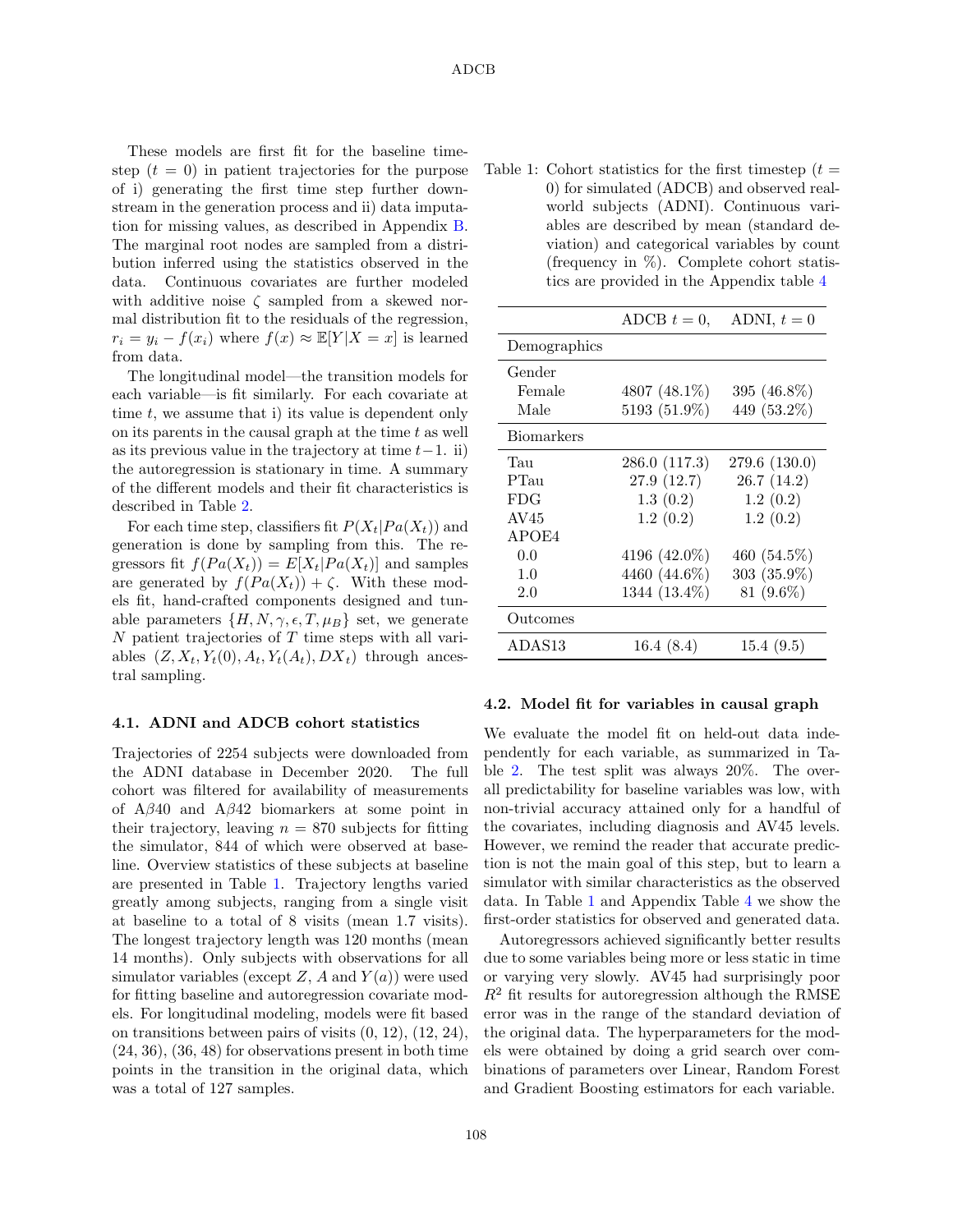These models are first fit for the baseline timestep ($t = 0$) in patient trajectories for the purpose of i) generating the first time step further downstream in the generation process and ii) data imputation for missing values, as described in Appendix B. The marginal root nodes are sampled from a distribution inferred using the statistics observed in the data. Continuous covariates are further modeled with additive noise $\zeta$ sampled from a skewed normal distribution fit to the residuals of the regression, $r_i = y_i - f(x_i)$ where $f(x) \approx \mathbb{E}[Y|X = x]$ is learned from data.

The longitudinal model—the transition models for each variable—is fit similarly. For each covariate at time $t$, we assume that i) its value is dependent only on its parents in the causal graph at the time $t$ as well as its previous value in the trajectory at time $t-1$. ii) the autoregression is stationary in time. A summary of the different models and their fit characteristics is described in Table 2.

For each time step, classifiers fit $P(X_t|Pa(X_t))$ and generation is done by sampling from this. The regressors fit $f(Pa(X_t)) = E[X_t|Pa(X_t)]$ and samples are generated by $f(Pa(X_t)) + \zeta$. With these models fit, hand-crafted components designed and tunable parameters $\{H, N, \gamma, \epsilon, T, \mu_B\}$ set, we generate $N$ patient trajectories of $T$ time steps with all variables $(Z, X_t, Y_t(0), A_t, Y_t(A_t), DX_t)$ through ancestral sampling.

### 4.1. ADNI and ADCB cohort statistics

Trajectories of 2254 subjects were downloaded from the ADNI database in December 2020. The full cohort was filtered for availability of measurements of A$\beta$40 and A$\beta$42 biomarkers at some point in their trajectory, leaving $n = 870$ subjects for fitting the simulator, 844 of which were observed at baseline. Overview statistics of these subjects at baseline are presented in Table 1. Trajectory lengths varied greatly among subjects, ranging from a single visit at baseline to a total of 8 visits (mean 1.7 visits). The longest trajectory length was 120 months (mean 14 months). Only subjects with observations for all simulator variables (except $Z$, $A$ and $Y(a)$) were used for fitting baseline and autoregression covariate models. For longitudinal modeling, models were fit based on transitions between pairs of visits (0, 12), (12, 24), (24, 36), (36, 48) for observations present in both time points in the transition in the original data, which was a total of 127 samples.

Table 1: Cohort statistics for the first timestep ($t = 0$) for simulated (ADCB) and observed real-world subjects (ADNI). Continuous variables are described by mean (standard deviation) and categorical variables by count (frequency in %). Complete cohort statistics are provided in the Appendix table 4

| | ADCB $t = 0$, | ADNI, $t = 0$ |
|---|---|---|
| Demographics | | |
| Gender | | |
| Female | 4807 (48.1%) | 395 (46.8%) |
| Male | 5193 (51.9%) | 449 (53.2%) |
| Biomarkers | | |
| Tau | 286.0 (117.3) | 279.6 (130.0) |
| PTau | 27.9 (12.7) | 26.7 (14.2) |
| FDG | 1.3 (0.2) | 1.2 (0.2) |
| AV45 | 1.2 (0.2) | 1.2 (0.2) |
| APOE4 | | |
| 0.0 | 4196 (42.0%) | 460 (54.5%) |
| 1.0 | 4460 (44.6%) | 303 (35.9%) |
| 2.0 | 1344 (13.4%) | 81 (9.6%) |
| Outcomes | | |
| ADAS13 | 16.4 (8.4) | 15.4 (9.5) |

### 4.2. Model fit for variables in causal graph

We evaluate the model fit on held-out data independently for each variable, as summarized in Table 2. The test split was always 20%. The overall predictability for baseline variables was low, with non-trivial accuracy attained only for a handful of the covariates, including diagnosis and AV45 levels. However, we remind the reader that accurate prediction is not the main goal of this step, but to learn a simulator with similar characteristics as the observed data. In Table 1 and Appendix Table 4 we show the first-order statistics for observed and generated data.

Autoregressors achieved significantly better results due to some variables being more or less static in time or varying very slowly. AV45 had surprisingly poor $R^2$ fit results for autoregression although the RMSE error was in the range of the standard deviation of the original data. The hyperparameters for the models were obtained by doing a grid search over combinations of parameters over Linear, Random Forest and Gradient Boosting estimators for each variable.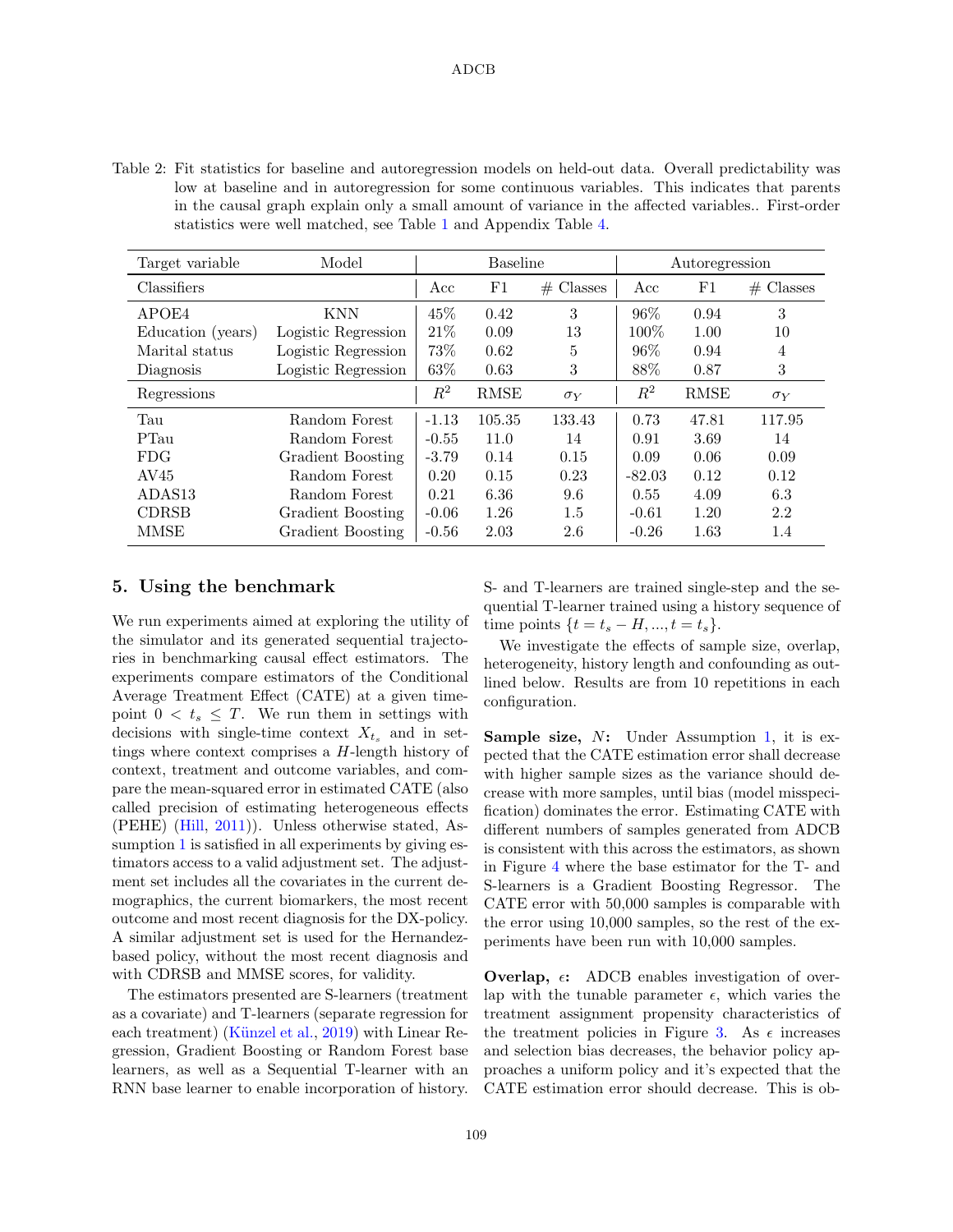Table 2: Fit statistics for baseline and autoregression models on held-out data. Overall predictability was low at baseline and in autoregression for some continuous variables. This indicates that parents in the causal graph explain only a small amount of variance in the affected variables.. First-order statistics were well matched, see Table 1 and Appendix Table 4.

| Target variable | Model | Baseline | | | Autoregression | | |
|---|---|---|---|---|---|---|---|
| Classifiers | | Acc | F1 | # Classes | Acc | F1 | # Classes |
| APOE4 | KNN | 45% | 0.42 | 3 | 96% | 0.94 | 3 |
| Education (years) | Logistic Regression | 21% | 0.09 | 13 | 100% | 1.00 | 10 |
| Marital status | Logistic Regression | 73% | 0.62 | 5 | 96% | 0.94 | 4 |
| Diagnosis | Logistic Regression | 63% | 0.63 | 3 | 88% | 0.87 | 3 |
| Regressions | | $R^2$ | RMSE | $\sigma_Y$ | $R^2$ | RMSE | $\sigma_Y$ |
| Tau | Random Forest | -1.13 | 105.35 | 133.43 | 0.73 | 47.81 | 117.95 |
| PTau | Random Forest | -0.55 | 11.0 | 14 | 0.91 | 3.69 | 14 |
| FDG | Gradient Boosting | -3.79 | 0.14 | 0.15 | 0.09 | 0.06 | 0.09 |
| AV45 | Random Forest | 0.20 | 0.15 | 0.23 | -82.03 | 0.12 | 0.12 |
| ADAS13 | Random Forest | 0.21 | 6.36 | 9.6 | 0.55 | 4.09 | 6.3 |
| CDRSB | Gradient Boosting | -0.06 | 1.26 | 1.5 | -0.61 | 1.20 | 2.2 |
| MMSE | Gradient Boosting | -0.56 | 2.03 | 2.6 | -0.26 | 1.63 | 1.4 |

## 5. Using the benchmark

We run experiments aimed at exploring the utility of the simulator and its generated sequential trajectories in benchmarking causal effect estimators. The experiments compare estimators of the Conditional Average Treatment Effect (CATE) at a given timepoint $0 < t_s \leq T$. We run them in settings with decisions with single-time context $X_{t_s}$ and in settings where context comprises a $H$-length history of context, treatment and outcome variables, and compare the mean-squared error in estimated CATE (also called precision of estimating heterogeneous effects (PEHE) (Hill, 2011)). Unless otherwise stated, Assumption 1 is satisfied in all experiments by giving estimators access to a valid adjustment set. The adjustment set includes all the covariates in the current demographics, the current biomarkers, the most recent outcome and most recent diagnosis for the DX-policy. A similar adjustment set is used for the Hernandez-based policy, without the most recent diagnosis and with CDRSB and MMSE scores, for validity.

The estimators presented are S-learners (treatment as a covariate) and T-learners (separate regression for each treatment) (Künzel et al., 2019) with Linear Regression, Gradient Boosting or Random Forest base learners, as well as a Sequential T-learner with an RNN base learner to enable incorporation of history. S- and T-learners are trained single-step and the sequential T-learner trained using a history sequence of time points $\{t = t_s - H, ..., t = t_s\}$.

We investigate the effects of sample size, overlap, heterogeneity, history length and confounding as outlined below. Results are from 10 repetitions in each configuration.

**Sample size, $N$:** Under Assumption 1, it is expected that the CATE estimation error shall decrease with higher sample sizes as the variance should decrease with more samples, until bias (model misspecification) dominates the error. Estimating CATE with different numbers of samples generated from ADCB is consistent with this across the estimators, as shown in Figure 4 where the base estimator for the T- and S-learners is a Gradient Boosting Regressor. The CATE error with 50,000 samples is comparable with the error using 10,000 samples, so the rest of the experiments have been run with 10,000 samples.

**Overlap, $\epsilon$:** ADCB enables investigation of overlap with the tunable parameter $\epsilon$, which varies the treatment assignment propensity characteristics of the treatment policies in Figure 3. As $\epsilon$ increases and selection bias decreases, the behavior policy approaches a uniform policy and it's expected that the CATE estimation error should decrease. This is ob-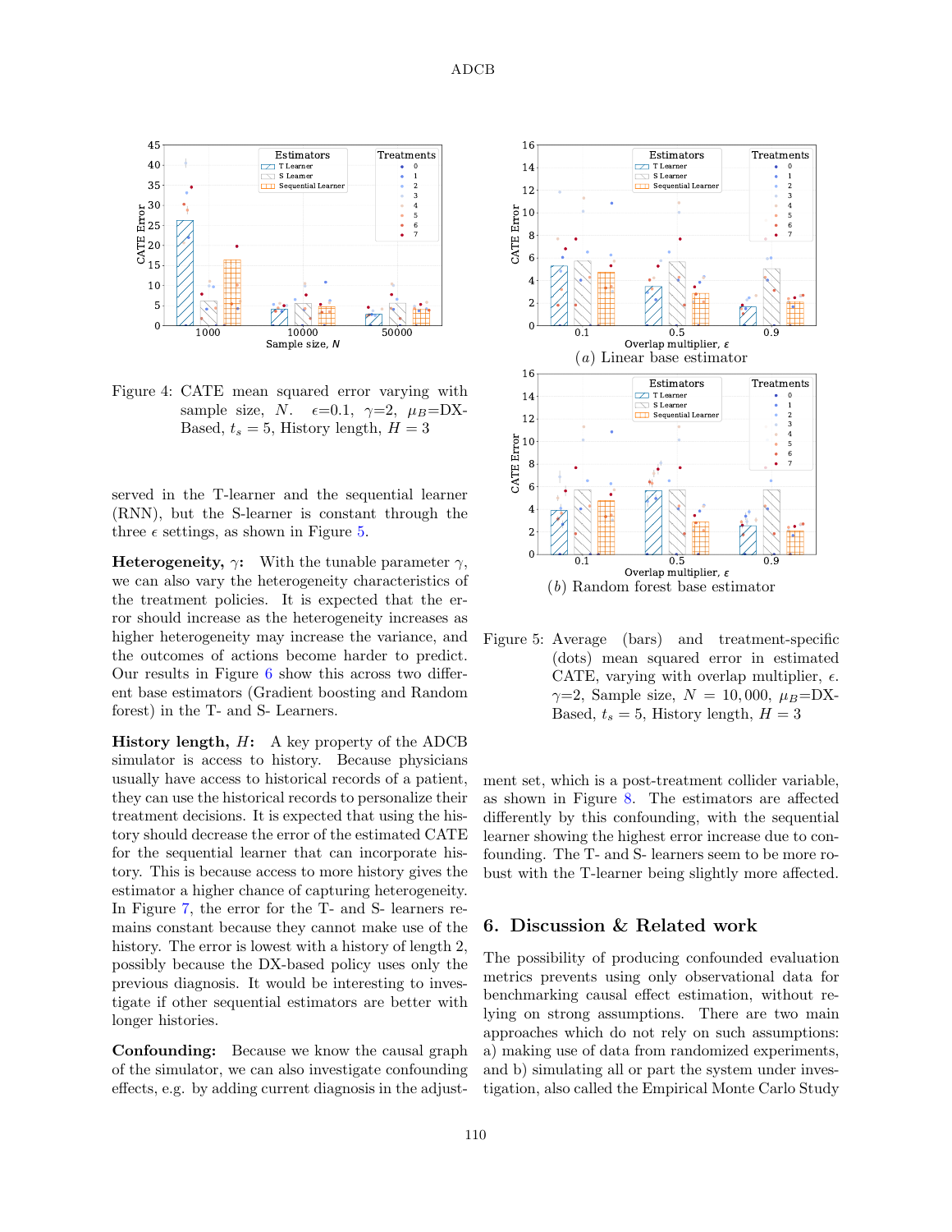Figure 4: CATE mean squared error varying with sample size, $N$. $\epsilon$=0.1, $\gamma$=2, $\mu_B$=DX-Based, $t_s = 5$, History length, $H = 3$

(a) Linear base estimator

(b) Random forest base estimator

Figure 5: Average (bars) and treatment-specific (dots) mean squared error in estimated CATE, varying with overlap multiplier, $\epsilon$. $\gamma$=2, Sample size, $N = 10,000$, $\mu_B$=DX-Based, $t_s = 5$, History length, $H = 3$

served in the T-learner and the sequential learner (RNN), but the S-learner is constant through the three $\epsilon$ settings, as shown in Figure 5.

**Heterogeneity, $\gamma$:** With the tunable parameter $\gamma$, we can also vary the heterogeneity characteristics of the treatment policies. It is expected that the error should increase as the heterogeneity increases as higher heterogeneity may increase the variance, and the outcomes of actions become harder to predict. Our results in Figure 6 show this across two different base estimators (Gradient boosting and Random forest) in the T- and S- Learners.

**History length, $H$:** A key property of the ADCB simulator is access to history. Because physicians usually have access to historical records of a patient, they can use the historical records to personalize their treatment decisions. It is expected that using the history should decrease the error of the estimated CATE for the sequential learner that can incorporate history. This is because access to more history gives the estimator a higher chance of capturing heterogeneity. In Figure 7, the error for the T- and S- learners remains constant because they cannot make use of the history. The error is lowest with a history of length 2, possibly because the DX-based policy uses only the previous diagnosis. It would be interesting to investigate if other sequential estimators are better with longer histories.

**Confounding:** Because we know the causal graph of the simulator, we can also investigate confounding effects, e.g. by adding current diagnosis in the adjustment set, which is a post-treatment collider variable, as shown in Figure 8. The estimators are affected differently by this confounding, with the sequential learner showing the highest error increase due to confounding. The T- and S- learners seem to be more robust with the T-learner being slightly more affected.

## 6. Discussion & Related work

The possibility of producing confounded evaluation metrics prevents using only observational data for benchmarking causal effect estimation, without relying on strong assumptions. There are two main approaches which do not rely on such assumptions: a) making use of data from randomized experiments, and b) simulating all or part the system under investigation, also called the Empirical Monte Carlo Study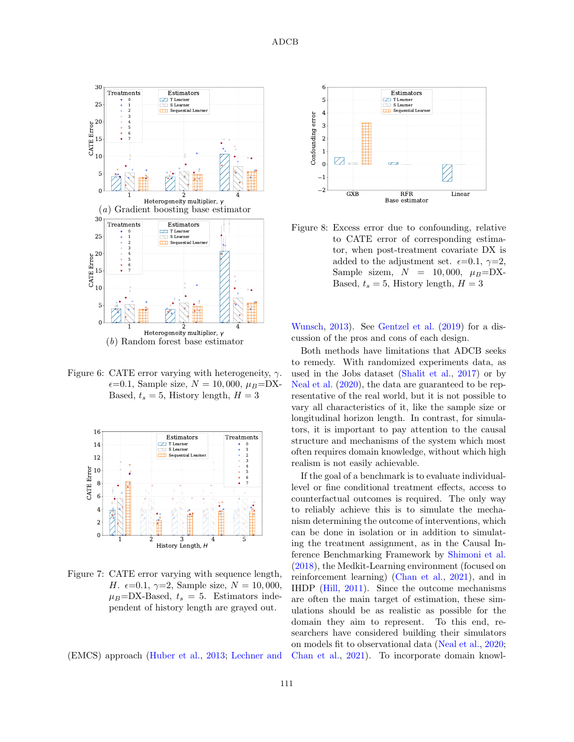Figure 6: CATE error varying with heterogeneity, $\gamma$. $\epsilon$=0.1, Sample size, $N = 10,000$, $\mu_B$=DX-Based, $t_s = 5$, History length, $H = 3$

Figure 7: CATE error varying with sequence length, $H$. $\epsilon$=0.1, $\gamma$=2, Sample size, $N = 10,000$, $\mu_B$=DX-Based, $t_s = 5$. Estimators independent of history length are grayed out.

Figure 8: Excess error due to confounding, relative to CATE error of corresponding estimator, when post-treatment covariate DX is added to the adjustment set. $\epsilon$=0.1, $\gamma$=2, Sample sizem, $N = 10,000$, $\mu_B$=DX-Based, $t_s = 5$, History length, $H = 3$

(EMCS) approach (Huber et al., 2013; Lechner and Wunsch, 2013). See Gentzel et al. (2019) for a discussion of the pros and cons of each design.

Both methods have limitations that ADCB seeks to remedy. With randomized experiments data, as used in the Jobs dataset (Shalit et al., 2017) or by Neal et al. (2020), the data are guaranteed to be representative of the real world, but it is not possible to vary all characteristics of it, like the sample size or longitudinal horizon length. In contrast, for simulators, it is important to pay attention to the causal structure and mechanisms of the system which most often requires domain knowledge, without which high realism is not easily achievable.

If the goal of a benchmark is to evaluate individual-level or fine conditional treatment effects, access to counterfactual outcomes is required. The only way to reliably achieve this is to simulate the mechanism determining the outcome of interventions, which can be done in isolation or in addition to simulating the treatment assignment, as in the Causal Inference Benchmarking Framework by Shimoni et al. (2018), the Medkit-Learning environment (focused on reinforcement learning) (Chan et al., 2021), and in IHDP (Hill, 2011). Since the outcome mechanisms are often the main target of estimation, these simulations should be as realistic as possible for the domain they aim to represent. To this end, researchers have considered building their simulators on models fit to observational data (Neal et al., 2020; Chan et al., 2021). To incorporate domain knowl-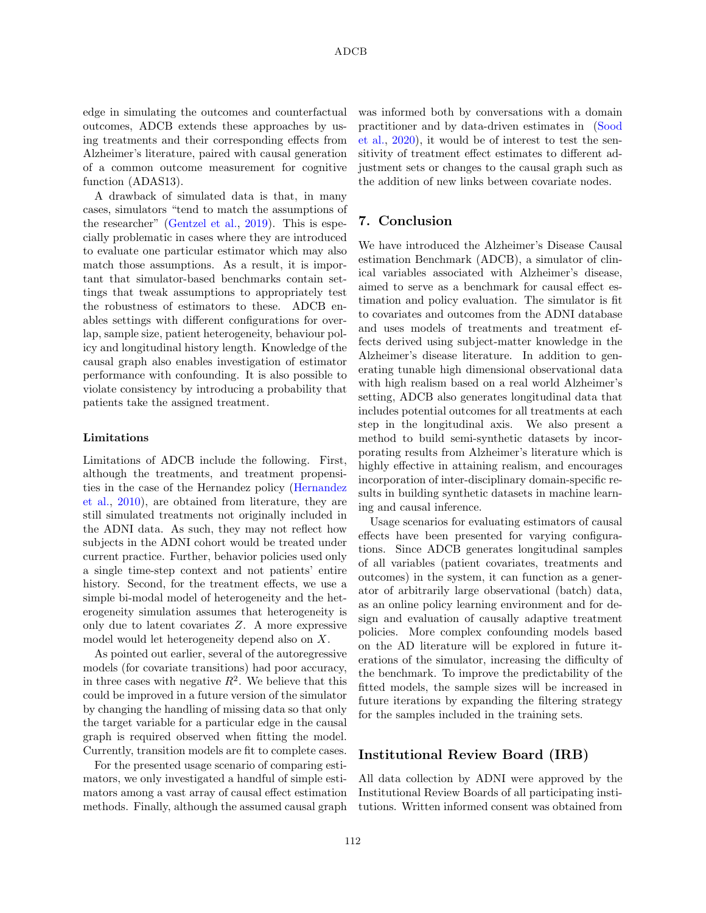edge in simulating the outcomes and counterfactual outcomes, ADCB extends these approaches by using treatments and their corresponding effects from Alzheimer's literature, paired with causal generation of a common outcome measurement for cognitive function (ADAS13).

A drawback of simulated data is that, in many cases, simulators "tend to match the assumptions of the researcher" (Gentzel et al., 2019). This is especially problematic in cases where they are introduced to evaluate one particular estimator which may also match those assumptions. As a result, it is important that simulator-based benchmarks contain settings that tweak assumptions to appropriately test the robustness of estimators to these. ADCB enables settings with different configurations for overlap, sample size, patient heterogeneity, behaviour policy and longitudinal history length. Knowledge of the causal graph also enables investigation of estimator performance with confounding. It is also possible to violate consistency by introducing a probability that patients take the assigned treatment.

#### Limitations

Limitations of ADCB include the following. First, although the treatments, and treatment propensities in the case of the Hernandez policy (Hernandez et al., 2010), are obtained from literature, they are still simulated treatments not originally included in the ADNI data. As such, they may not reflect how subjects in the ADNI cohort would be treated under current practice. Further, behavior policies used only a single time-step context and not patients' entire history. Second, for the treatment effects, we use a simple bi-modal model of heterogeneity and the heterogeneity simulation assumes that heterogeneity is only due to latent covariates $Z$. A more expressive model would let heterogeneity depend also on $X$.

As pointed out earlier, several of the autoregressive models (for covariate transitions) had poor accuracy, in three cases with negative $R^2$. We believe that this could be improved in a future version of the simulator by changing the handling of missing data so that only the target variable for a particular edge in the causal graph is required observed when fitting the model. Currently, transition models are fit to complete cases.

For the presented usage scenario of comparing estimators, we only investigated a handful of simple estimators among a vast array of causal effect estimation methods. Finally, although the assumed causal graph was informed both by conversations with a domain practitioner and by data-driven estimates in (Sood et al., 2020), it would be of interest to test the sensitivity of treatment effect estimates to different adjustment sets or changes to the causal graph such as the addition of new links between covariate nodes.

## 7. Conclusion

We have introduced the Alzheimer's Disease Causal estimation Benchmark (ADCB), a simulator of clinical variables associated with Alzheimer's disease, aimed to serve as a benchmark for causal effect estimation and policy evaluation. The simulator is fit to covariates and outcomes from the ADNI database and uses models of treatments and treatment effects derived using subject-matter knowledge in the Alzheimer's disease literature. In addition to generating tunable high dimensional observational data with high realism based on a real world Alzheimer's setting, ADCB also generates longitudinal data that includes potential outcomes for all treatments at each step in the longitudinal axis. We also present a method to build semi-synthetic datasets by incorporating results from Alzheimer's literature which is highly effective in attaining realism, and encourages incorporation of inter-disciplinary domain-specific results in building synthetic datasets in machine learning and causal inference.

Usage scenarios for evaluating estimators of causal effects have been presented for varying configurations. Since ADCB generates longitudinal samples of all variables (patient covariates, treatments and outcomes) in the system, it can function as a generator of arbitrarily large observational (batch) data, as an online policy learning environment and for design and evaluation of causally adaptive treatment policies. More complex confounding models based on the AD literature will be explored in future iterations of the simulator, increasing the difficulty of the benchmark. To improve the predictability of the fitted models, the sample sizes will be increased in future iterations by expanding the filtering strategy for the samples included in the training sets.

## Institutional Review Board (IRB)

All data collection by ADNI were approved by the Institutional Review Boards of all participating institutions. Written informed consent was obtained from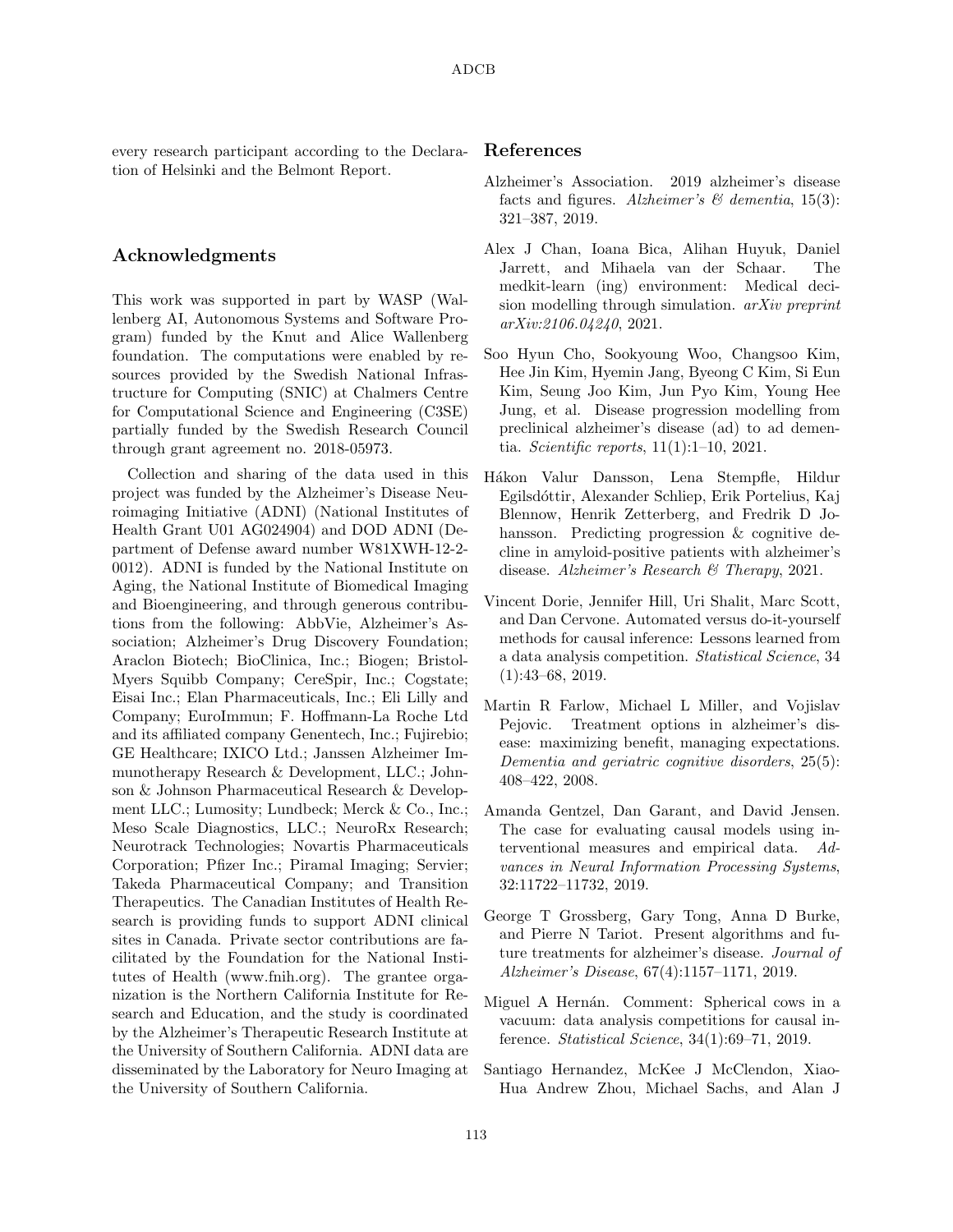every research participant according to the Declaration of Helsinki and the Belmont Report.

## Acknowledgments

This work was supported in part by WASP (Wallenberg AI, Autonomous Systems and Software Program) funded by the Knut and Alice Wallenberg foundation. The computations were enabled by resources provided by the Swedish National Infrastructure for Computing (SNIC) at Chalmers Centre for Computational Science and Engineering (C3SE) partially funded by the Swedish Research Council through grant agreement no. 2018-05973.

Collection and sharing of the data used in this project was funded by the Alzheimer's Disease Neuroimaging Initiative (ADNI) (National Institutes of Health Grant U01 AG024904) and DOD ADNI (Department of Defense award number W81XWH-12-2-0012). ADNI is funded by the National Institute on Aging, the National Institute of Biomedical Imaging and Bioengineering, and through generous contributions from the following: AbbVie, Alzheimer's Association; Alzheimer's Drug Discovery Foundation; Araclon Biotech; BioClinica, Inc.; Biogen; Bristol-Myers Squibb Company; CereSpir, Inc.; Cogstate; Eisai Inc.; Elan Pharmaceuticals, Inc.; Eli Lilly and Company; EuroImmun; F. Hoffmann-La Roche Ltd and its affiliated company Genentech, Inc.; Fujirebio; GE Healthcare; IXICO Ltd.; Janssen Alzheimer Immunotherapy Research & Development, LLC.; Johnson & Johnson Pharmaceutical Research & Development LLC.; Lumosity; Lundbeck; Merck & Co., Inc.; Meso Scale Diagnostics, LLC.; NeuroRx Research; Neurotrack Technologies; Novartis Pharmaceuticals Corporation; Pfizer Inc.; Piramal Imaging; Servier; Takeda Pharmaceutical Company; and Transition Therapeutics. The Canadian Institutes of Health Research is providing funds to support ADNI clinical sites in Canada. Private sector contributions are facilitated by the Foundation for the National Institutes of Health (www.fnih.org). The grantee organization is the Northern California Institute for Research and Education, and the study is coordinated by the Alzheimer's Therapeutic Research Institute at the University of Southern California. ADNI data are disseminated by the Laboratory for Neuro Imaging at the University of Southern California.

## References

Alzheimer's Association. 2019 alzheimer's disease facts and figures. *Alzheimer's & dementia*, 15(3): 321–387, 2019.

Alex J Chan, Ioana Bica, Alihan Huyuk, Daniel Jarrett, and Mihaela van der Schaar. The medkit-learn (ing) environment: Medical decision modelling through simulation. *arXiv preprint arXiv:2106.04240*, 2021.

Soo Hyun Cho, Sookyoung Woo, Changsoo Kim, Hee Jin Kim, Hyemin Jang, Byeong C Kim, Si Eun Kim, Seung Joo Kim, Jun Pyo Kim, Young Hee Jung, et al. Disease progression modelling from preclinical alzheimer's disease (ad) to ad dementia. *Scientific reports*, 11(1):1–10, 2021.

Hákon Valur Dansson, Lena Stempfle, Hildur Egilsdóttir, Alexander Schliep, Erik Portelius, Kaj Blennow, Henrik Zetterberg, and Fredrik D Johansson. Predicting progression & cognitive decline in amyloid-positive patients with alzheimer's disease. *Alzheimer's Research & Therapy*, 2021.

Vincent Dorie, Jennifer Hill, Uri Shalit, Marc Scott, and Dan Cervone. Automated versus do-it-yourself methods for causal inference: Lessons learned from a data analysis competition. *Statistical Science*, 34 (1):43–68, 2019.

Martin R Farlow, Michael L Miller, and Vojislav Pejovic. Treatment options in alzheimer's disease: maximizing benefit, managing expectations. *Dementia and geriatric cognitive disorders*, 25(5): 408–422, 2008.

Amanda Gentzel, Dan Garant, and David Jensen. The case for evaluating causal models using interventional measures and empirical data. *Advances in Neural Information Processing Systems*, 32:11722–11732, 2019.

George T Grossberg, Gary Tong, Anna D Burke, and Pierre N Tariot. Present algorithms and future treatments for alzheimer's disease. *Journal of Alzheimer's Disease*, 67(4):1157–1171, 2019.

Miguel A Hernán. Comment: Spherical cows in a vacuum: data analysis competitions for causal inference. *Statistical Science*, 34(1):69–71, 2019.

Santiago Hernandez, McKee J McClendon, Xiao-Hua Andrew Zhou, Michael Sachs, and Alan J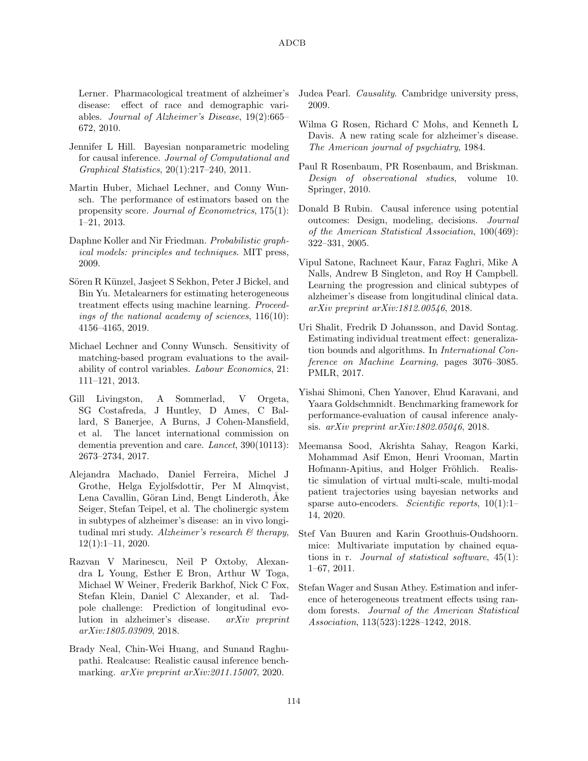Lerner. Pharmacological treatment of alzheimer's disease: effect of race and demographic variables. *Journal of Alzheimer's Disease*, 19(2):665–672, 2010.

Jennifer L Hill. Bayesian nonparametric modeling for causal inference. *Journal of Computational and Graphical Statistics*, 20(1):217–240, 2011.

Martin Huber, Michael Lechner, and Conny Wunsch. The performance of estimators based on the propensity score. *Journal of Econometrics*, 175(1): 1–21, 2013.

Daphne Koller and Nir Friedman. *Probabilistic graphical models: principles and techniques*. MIT press, 2009.

Sören R Künzel, Jasjeet S Sekhon, Peter J Bickel, and Bin Yu. Metalearners for estimating heterogeneous treatment effects using machine learning. *Proceedings of the national academy of sciences*, 116(10): 4156–4165, 2019.

Michael Lechner and Conny Wunsch. Sensitivity of matching-based program evaluations to the availability of control variables. *Labour Economics*, 21: 111–121, 2013.

Gill Livingston, A Sommerlad, V Orgeta, SG Costafreda, J Huntley, D Ames, C Ballard, S Banerjee, A Burns, J Cohen-Mansfield, et al. The lancet international commission on dementia prevention and care. *Lancet*, 390(10113): 2673–2734, 2017.

Alejandra Machado, Daniel Ferreira, Michel J Grothe, Helga Eyjolfsdottir, Per M Almqvist, Lena Cavallin, Göran Lind, Bengt Linderoth, Åke Seiger, Stefan Teipel, et al. The cholinergic system in subtypes of alzheimer's disease: an in vivo longitudinal mri study. *Alzheimer's research & therapy*, 12(1):1–11, 2020.

Razvan V Marinescu, Neil P Oxtoby, Alexandra L Young, Esther E Bron, Arthur W Toga, Michael W Weiner, Frederik Barkhof, Nick C Fox, Stefan Klein, Daniel C Alexander, et al. Tadpole challenge: Prediction of longitudinal evolution in alzheimer's disease. *arXiv preprint arXiv:1805.03909*, 2018.

Brady Neal, Chin-Wei Huang, and Sunand Raghupathi. Realcause: Realistic causal inference benchmarking. *arXiv preprint arXiv:2011.15007*, 2020.

Judea Pearl. *Causality*. Cambridge university press, 2009.

Wilma G Rosen, Richard C Mohs, and Kenneth L Davis. A new rating scale for alzheimer's disease. *The American journal of psychiatry*, 1984.

Paul R Rosenbaum, PR Rosenbaum, and Briskman. *Design of observational studies*, volume 10. Springer, 2010.

Donald B Rubin. Causal inference using potential outcomes: Design, modeling, decisions. *Journal of the American Statistical Association*, 100(469): 322–331, 2005.

Vipul Satone, Rachneet Kaur, Faraz Faghri, Mike A Nalls, Andrew B Singleton, and Roy H Campbell. Learning the progression and clinical subtypes of alzheimer's disease from longitudinal clinical data. *arXiv preprint arXiv:1812.00546*, 2018.

Uri Shalit, Fredrik D Johansson, and David Sontag. Estimating individual treatment effect: generalization bounds and algorithms. In *International Conference on Machine Learning*, pages 3076–3085. PMLR, 2017.

Yishai Shimoni, Chen Yanover, Ehud Karavani, and Yaara Goldschmnidt. Benchmarking framework for performance-evaluation of causal inference analysis. *arXiv preprint arXiv:1802.05046*, 2018.

Meemansa Sood, Akrishta Sahay, Reagon Karki, Mohammad Asif Emon, Henri Vrooman, Martin Hofmann-Apitius, and Holger Fröhlich. Realistic simulation of virtual multi-scale, multi-modal patient trajectories using bayesian networks and sparse auto-encoders. *Scientific reports*, 10(1):1–14, 2020.

Stef Van Buuren and Karin Groothuis-Oudshoorn. mice: Multivariate imputation by chained equations in r. *Journal of statistical software*, 45(1): 1–67, 2011.

Stefan Wager and Susan Athey. Estimation and inference of heterogeneous treatment effects using random forests. *Journal of the American Statistical Association*, 113(523):1228–1242, 2018.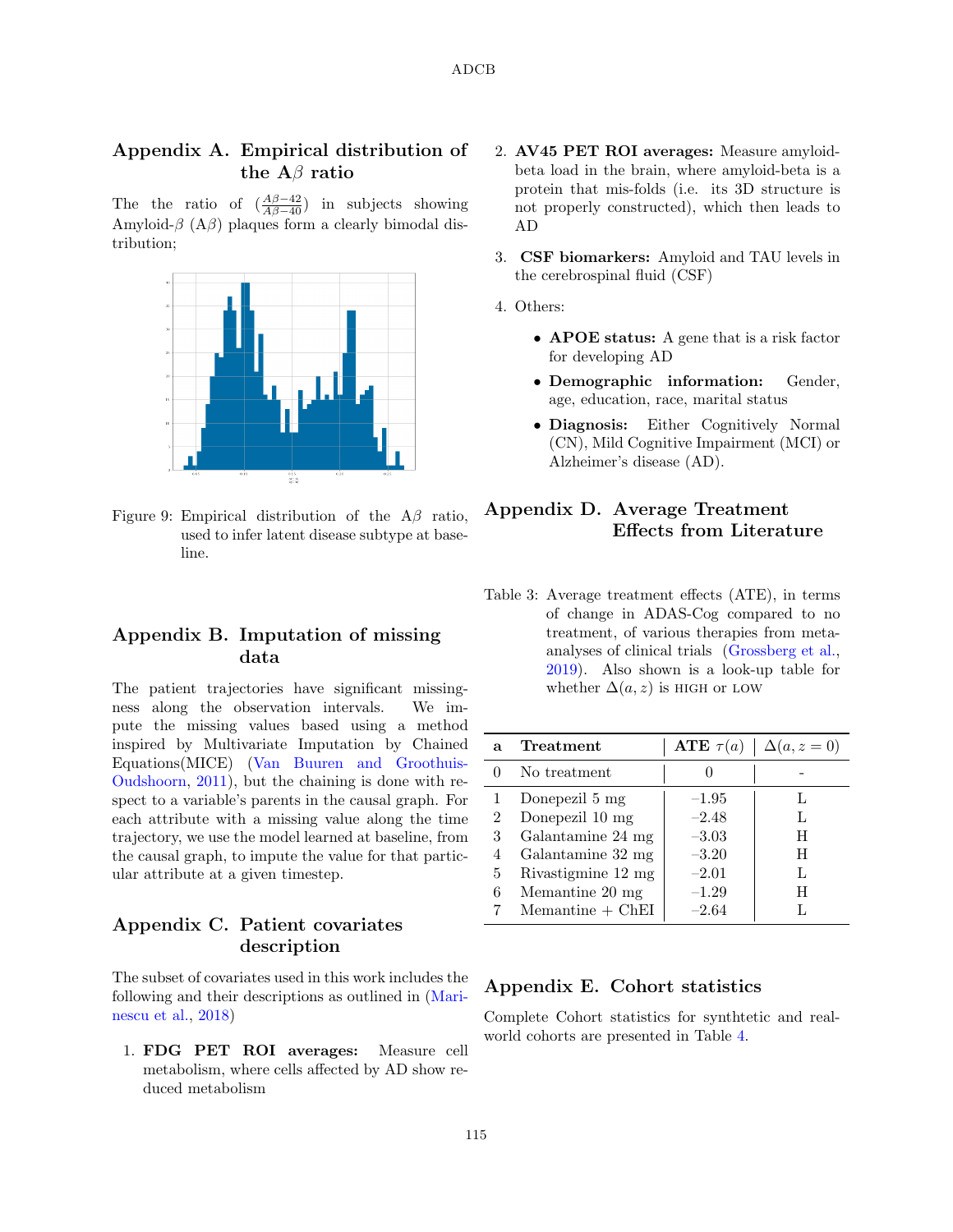## Appendix A. Empirical distribution of the A$\beta$ ratio

The the ratio of $(\frac{A\beta-42}{A\beta-40})$ in subjects showing Amyloid-$\beta$ (A$\beta$) plaques form a clearly bimodal distribution;

Figure 9: Empirical distribution of the A$\beta$ ratio, used to infer latent disease subtype at baseline.

## Appendix B. Imputation of missing data

The patient trajectories have significant missingness along the observation intervals. We impute the missing values based using a method inspired by Multivariate Imputation by Chained Equations(MICE) (Van Buuren and Groothuis-Oudshoorn, 2011), but the chaining is done with respect to a variable's parents in the causal graph. For each attribute with a missing value along the time trajectory, we use the model learned at baseline, from the causal graph, to impute the value for that particular attribute at a given timestep.

## Appendix C. Patient covariates description

The subset of covariates used in this work includes the following and their descriptions as outlined in (Marinescu et al., 2018)

1. **FDG PET ROI averages:** Measure cell metabolism, where cells affected by AD show reduced metabolism
2. **AV45 PET ROI averages:** Measure amyloid-beta load in the brain, where amyloid-beta is a protein that mis-folds (i.e. its 3D structure is not properly constructed), which then leads to AD
3. **CSF biomarkers:** Amyloid and TAU levels in the cerebrospinal fluid (CSF)
4. Others:
   - **APOE status:** A gene that is a risk factor for developing AD
   - **Demographic information:** Gender, age, education, race, marital status
   - **Diagnosis:** Either Cognitively Normal (CN), Mild Cognitive Impairment (MCI) or Alzheimer's disease (AD).

## Appendix D. Average Treatment Effects from Literature

Table 3: Average treatment effects (ATE), in terms of change in ADAS-Cog compared to no treatment, of various therapies from meta-analyses of clinical trials (Grossberg et al., 2019). Also shown is a look-up table for whether $\Delta(a, z)$ is HIGH or LOW

| a | Treatment | ATE $\tau(a)$ | $\Delta(a, z=0)$ |
|---|---|---|---|
| 0 | No treatment | 0 | - |
| 1 | Donepezil 5 mg | −1.95 | L |
| 2 | Donepezil 10 mg | −2.48 | L |
| 3 | Galantamine 24 mg | −3.03 | H |
| 4 | Galantamine 32 mg | −3.20 | H |
| 5 | Rivastigmine 12 mg | −2.01 | L |
| 6 | Memantine 20 mg | −1.29 | H |
| 7 | Memantine + ChEI | −2.64 | L |

## Appendix E. Cohort statistics

Complete Cohort statistics for synthtetic and real-world cohorts are presented in Table 4.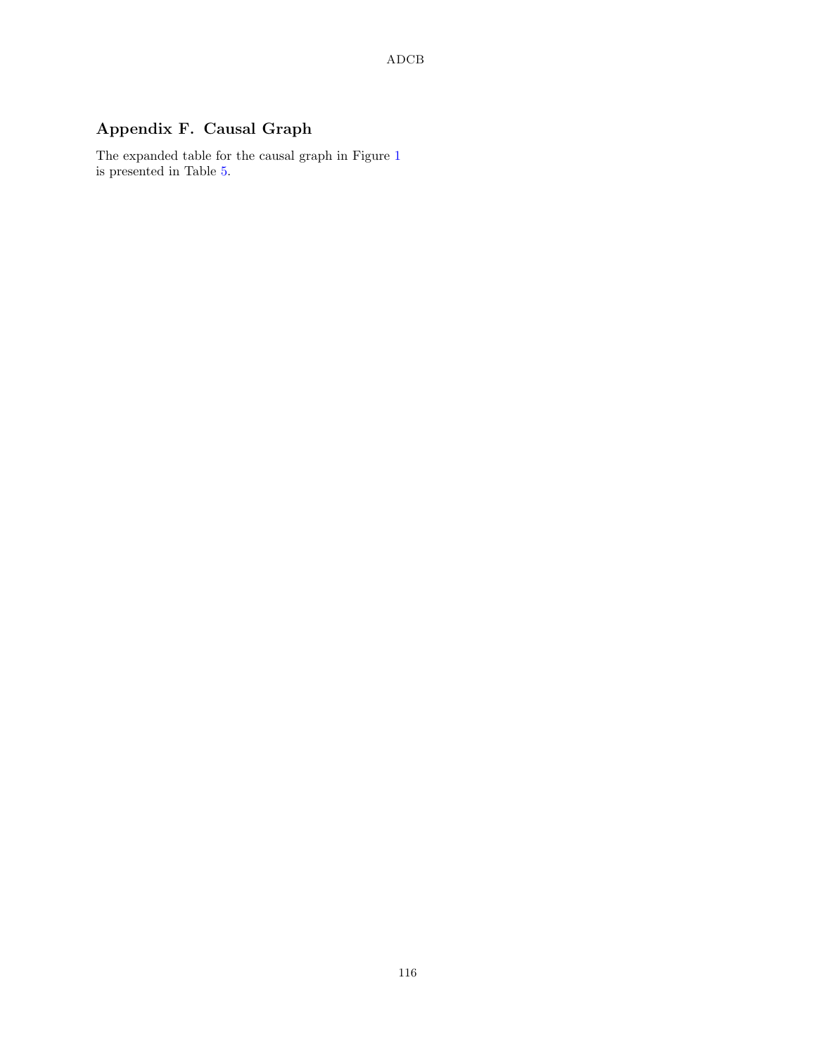## Appendix F. Causal Graph

The expanded table for the causal graph in Figure 1 is presented in Table 5.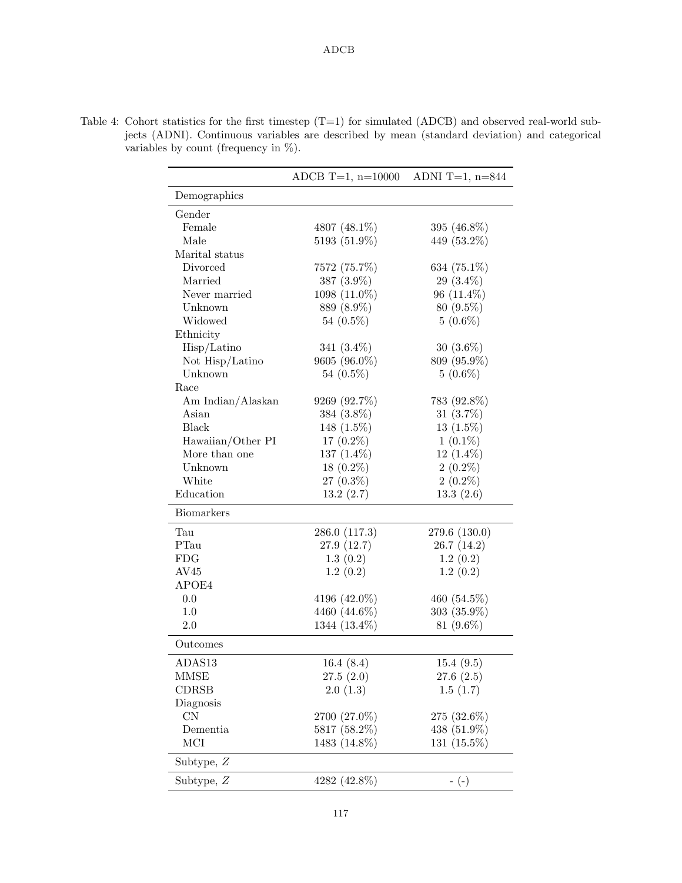Table 4: Cohort statistics for the first timestep (T=1) for simulated (ADCB) and observed real-world subjects (ADNI). Continuous variables are described by mean (standard deviation) and categorical variables by count (frequency in %).

| | ADCB T=1, n=10000 | ADNI T=1, n=844 |
|---|---|---|
| **Demographics** | | |
| Gender | | |
| Female | 4807 (48.1%) | 395 (46.8%) |
| Male | 5193 (51.9%) | 449 (53.2%) |
| Marital status | | |
| Divorced | 7572 (75.7%) | 634 (75.1%) |
| Married | 387 (3.9%) | 29 (3.4%) |
| Never married | 1098 (11.0%) | 96 (11.4%) |
| Unknown | 889 (8.9%) | 80 (9.5%) |
| Widowed | 54 (0.5%) | 5 (0.6%) |
| Ethnicity | | |
| Hisp/Latino | 341 (3.4%) | 30 (3.6%) |
| Not Hisp/Latino | 9605 (96.0%) | 809 (95.9%) |
| Unknown | 54 (0.5%) | 5 (0.6%) |
| Race | | |
| Am Indian/Alaskan | 9269 (92.7%) | 783 (92.8%) |
| Asian | 384 (3.8%) | 31 (3.7%) |
| Black | 148 (1.5%) | 13 (1.5%) |
| Hawaiian/Other PI | 17 (0.2%) | 1 (0.1%) |
| More than one | 137 (1.4%) | 12 (1.4%) |
| Unknown | 18 (0.2%) | 2 (0.2%) |
| White | 27 (0.3%) | 2 (0.2%) |
| Education | 13.2 (2.7) | 13.3 (2.6) |
| **Biomarkers** | | |
| Tau | 286.0 (117.3) | 279.6 (130.0) |
| PTau | 27.9 (12.7) | 26.7 (14.2) |
| FDG | 1.3 (0.2) | 1.2 (0.2) |
| AV45 | 1.2 (0.2) | 1.2 (0.2) |
| APOE4 | | |
| 0.0 | 4196 (42.0%) | 460 (54.5%) |
| 1.0 | 4460 (44.6%) | 303 (35.9%) |
| 2.0 | 1344 (13.4%) | 81 (9.6%) |
| **Outcomes** | | |
| ADAS13 | 16.4 (8.4) | 15.4 (9.5) |
| MMSE | 27.5 (2.0) | 27.6 (2.5) |
| CDRSB | 2.0 (1.3) | 1.5 (1.7) |
| Diagnosis | | |
| CN | 2700 (27.0%) | 275 (32.6%) |
| Dementia | 5817 (58.2%) | 438 (51.9%) |
| MCI | 1483 (14.8%) | 131 (15.5%) |
| **Subtype, $Z$** | | |
| Subtype, $Z$ | 4282 (42.8%) | - (-) |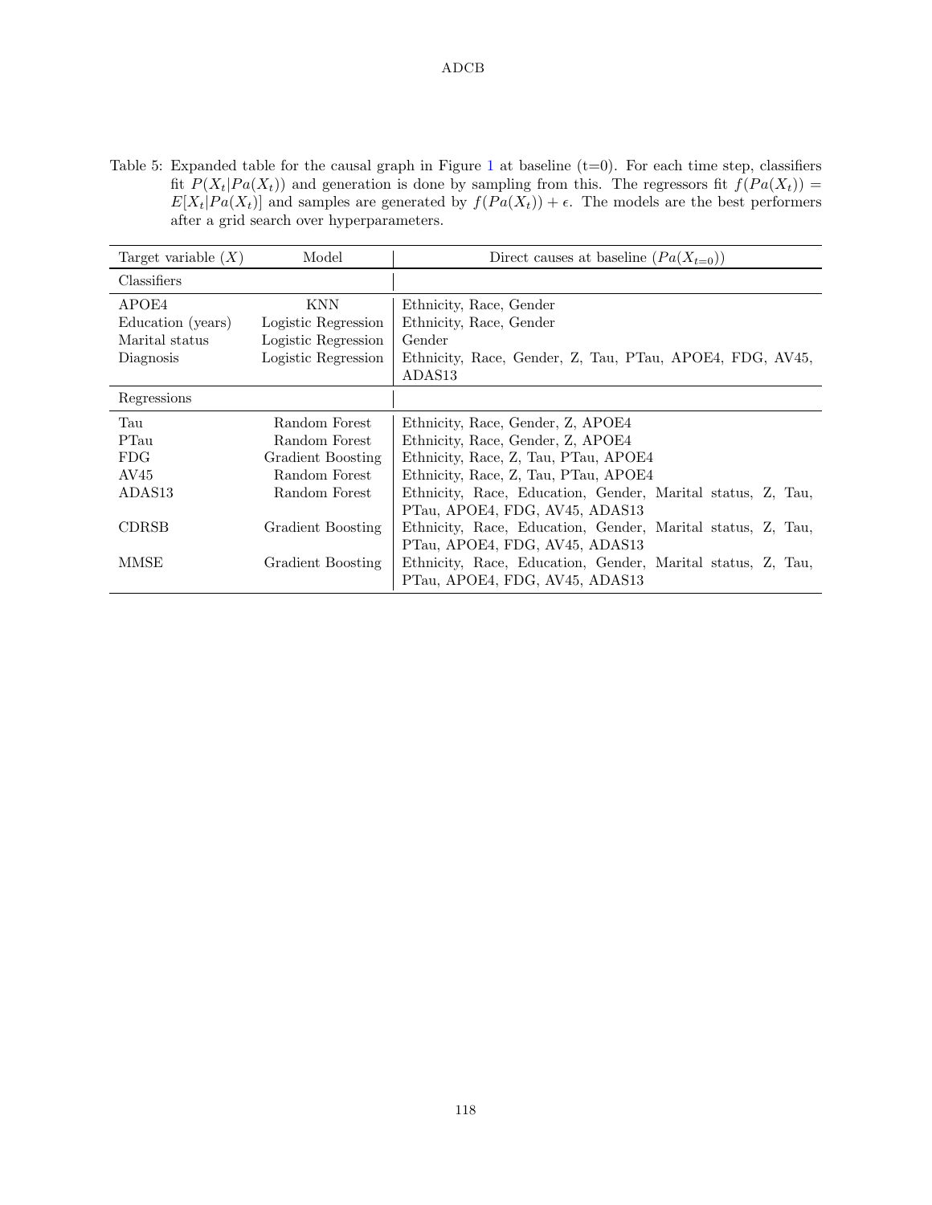Table 5: Expanded table for the causal graph in Figure 1 at baseline (t=0). For each time step, classifiers fit $P(X_t|Pa(X_t))$ and generation is done by sampling from this. The regressors fit $f(Pa(X_t)) = E[X_t|Pa(X_t)]$ and samples are generated by $f(Pa(X_t)) + \epsilon$. The models are the best performers after a grid search over hyperparameters.

| Target variable ($X$) | Model | Direct causes at baseline ($Pa(X_{t=0})$) |
|---|---|---|
| Classifiers | | |
| APOE4 | KNN | Ethnicity, Race, Gender |
| Education (years) | Logistic Regression | Ethnicity, Race, Gender |
| Marital status | Logistic Regression | Gender |
| Diagnosis | Logistic Regression | Ethnicity, Race, Gender, Z, Tau, PTau, APOE4, FDG, AV45, ADAS13 |
| Regressions | | |
| Tau | Random Forest | Ethnicity, Race, Gender, Z, APOE4 |
| PTau | Random Forest | Ethnicity, Race, Gender, Z, APOE4 |
| FDG | Gradient Boosting | Ethnicity, Race, Z, Tau, PTau, APOE4 |
| AV45 | Random Forest | Ethnicity, Race, Z, Tau, PTau, APOE4 |
| ADAS13 | Random Forest | Ethnicity, Race, Education, Gender, Marital status, Z, Tau, PTau, APOE4, FDG, AV45, ADAS13 |
| CDRSB | Gradient Boosting | Ethnicity, Race, Education, Gender, Marital status, Z, Tau, PTau, APOE4, FDG, AV45, ADAS13 |
| MMSE | Gradient Boosting | Ethnicity, Race, Education, Gender, Marital status, Z, Tau, PTau, APOE4, FDG, AV45, ADAS13 |